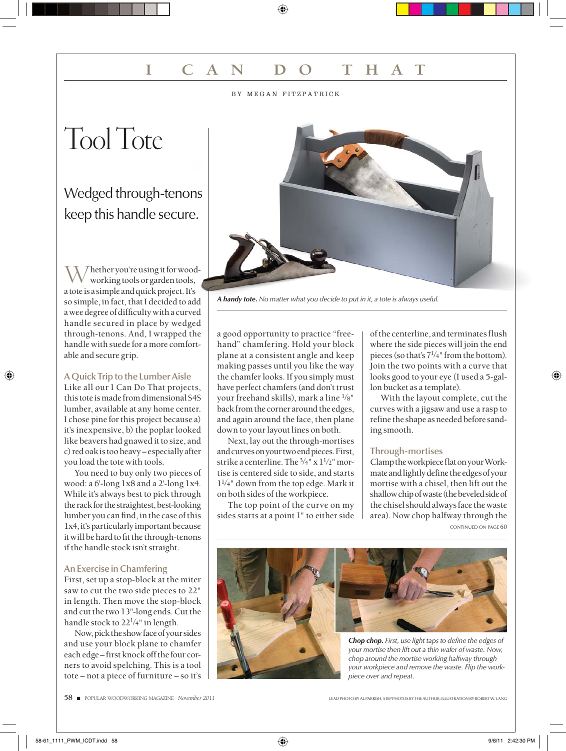# I CAN DO THAT

BY MEGAN FITZPATRICK

## Tool Tote

Wedged through-tenons keep this handle secure.

*A handy tote.* No matter what you decide to put in it, a tote is always useful.

Whether you're using it for woodworking tools or garden tools, a tote is a simple and quick project. It's so simple, in fact, that I decided to add a wee degree of difficulty with a curved handle secured in place by wedged through-tenons. And, I wrapped the handle with suede for a more comfortable and secure grip.

### A Quick Trip to the Lumber Aisle

Like all our I Can Do That projects, this tote is made from dimensional S4S lumber, available at any home center. I chose pine for this project because a) it's inexpensive, b) the poplar looked like beavers had gnawed it to size, and c) red oak is too heavy – especially after you load the tote with tools.

You need to buy only two pieces of wood: a 6'-long 1x8 and a 2'-long 1x4. While it's always best to pick through the rack for the straightest, best-looking lumber you can find, in the case of this 1x4, it's particularly important because it will be hard to fit the through-tenons if the handle stock isn't straight.

### An Exercise in Chamfering

First, set up a stop-block at the miter saw to cut the two side pieces to 22" in length. Then move the stop-block and cut the two 13"-long ends. Cut the handle stock to $22^1/_4$" in length.

Now, pick the show face of your sides and use your block plane to chamfer each edge – first knock off the four corners to avoid spelching. This is a tool tote – not a piece of furniture – so it's a good opportunity to practice "freehand" chamfering. Hold your block plane at a consistent angle and keep making passes until you like the way the chamfer looks. If you simply must have perfect chamfers (and don't trust your freehand skills), mark a line $^1/_8$" back from the corner around the edges, and again around the face, then plane down to your layout lines on both.

Next, lay out the through-mortises and curves on your two end pieces. First, strike a centerline. The $^3/_4$" x $1^1/_2$" mortise is centered side to side, and starts $1^1/_4$" down from the top edge. Mark it on both sides of the workpiece.

The top point of the curve on my sides starts at a point 1" to either side of the centerline, and terminates flush where the side pieces will join the end pieces (so that's $7^1/_4$" from the bottom). Join the two points with a curve that looks good to your eye (I used a 5-gallon bucket as a template).

With the layout complete, cut the curves with a jigsaw and use a rasp to refine the shape as needed before sanding smooth.

### Through-mortises

Clamp the workpiece flat on your Workmate and lightly define the edges of your mortise with a chisel, then lift out the shallow chip of waste (the beveled side of the chisel should always face the waste area). Now chop halfway through the

CONTINUED ON PAGE 60

*Chop chop.* First, use light taps to define the edges of your mortise then lift out a thin wafer of waste. Now, chop around the mortise working halfway through your workpiece and remove the waste. Flip the workpiece over and repeat.

LEAD PHOTO BY AL PARRISH; STEP PHOTOS BY THE AUTHOR; ILLUSTRATION BY ROBERT W. LANG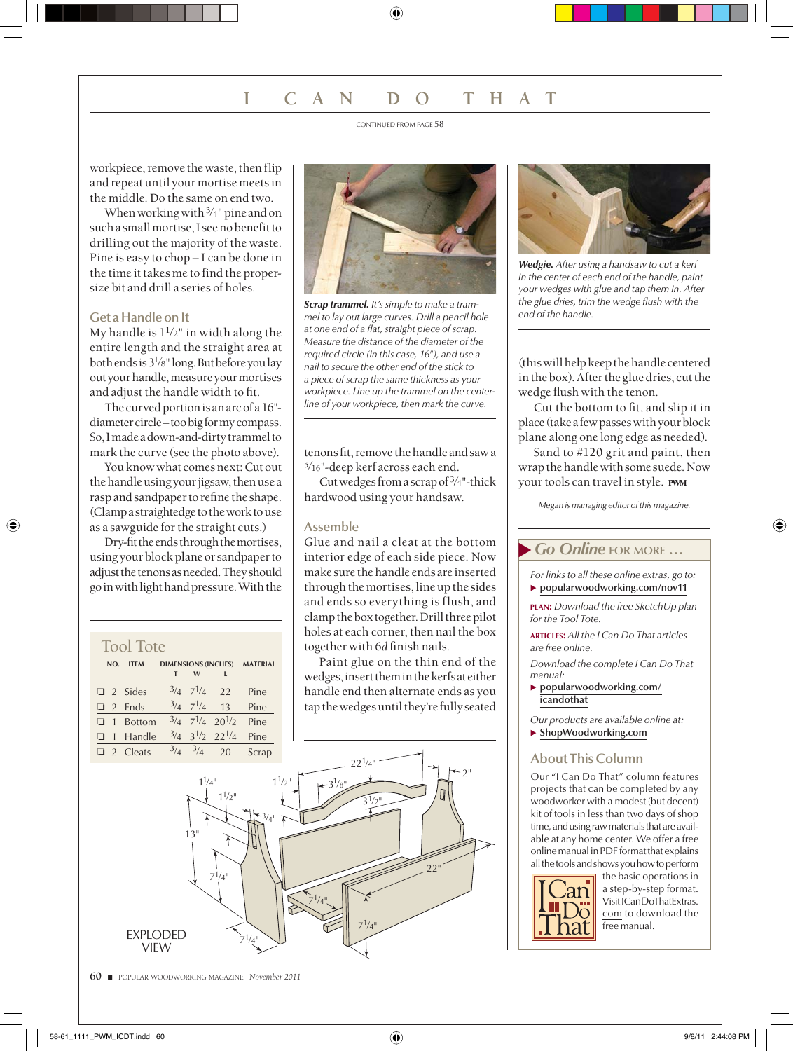# I CAN DO THAT

CONTINUED FROM PAGE 58

workpiece, remove the waste, then flip and repeat until your mortise meets in the middle. Do the same on end two.

When working with $^{3}/_{4}$" pine and on such a small mortise, I see no benefit to drilling out the majority of the waste. Pine is easy to chop – I can be done in the time it takes me to find the proper-size bit and drill a series of holes.

## Get a Handle on It

My handle is $1^{1}/_{2}$" in width along the entire length and the straight area at both ends is $3^{1}/_{8}$" long. But before you lay out your handle, measure your mortises and adjust the handle width to fit.

The curved portion is an arc of a 16"-diameter circle – too big for my compass. So, I made a down-and-dirty trammel to mark the curve (see the photo above).

You know what comes next: Cut out the handle using your jigsaw, then use a rasp and sandpaper to refine the shape. (Clamp a straightedge to the work to use as a sawguide for the straight cuts.)

Dry-fit the ends through the mortises, using your block plane or sandpaper to adjust the tenons as needed. They should go in with light hand pressure. With the tenons fit, remove the handle and saw a $^{5}/_{16}$"-deep kerf across each end.

Cut wedges from a scrap of $^{3}/_{4}$"-thick hardwood using your handsaw.

**Scrap trammel.** *It's simple to make a trammel to lay out large curves. Drill a pencil hole at one end of a flat, straight piece of scrap. Measure the distance of the diameter of the required circle (in this case, 16"), and use a nail to secure the other end of the stick to a piece of scrap the same thickness as your workpiece. Line up the trammel on the centerline of your workpiece, then mark the curve.*

## Assemble

Glue and nail a cleat at the bottom interior edge of each side piece. Now make sure the handle ends are inserted through the mortises, line up the sides and ends so everything is flush, and clamp the box together. Drill three pilot holes at each corner, then nail the box together with 6*d* finish nails.

Paint glue on the thin end of the wedges, insert them in the kerfs at either handle end then alternate ends as you tap the wedges until they're fully seated (this will help keep the handle centered in the box). After the glue dries, cut the wedge flush with the tenon.

Cut the bottom to fit, and slip it in place (take a few passes with your block plane along one long edge as needed).

Sand to #120 grit and paint, then wrap the handle with some suede. Now your tools can travel in style. **PWM**

*Megan is managing editor of this magazine.*

**Wedgie.** *After using a handsaw to cut a kerf in the center of each end of the handle, paint your wedges with glue and tap them in. After the glue dries, trim the wedge flush with the end of the handle.*

## Tool Tote

| NO. | ITEM | T | W | L | MATERIAL |
|---|---|---|---|---|---|
| ❑ 2 | Sides | $^{3}/_{4}$ | $7^{1}/_{4}$ | 22 | Pine |
| ❑ 2 | Ends | $^{3}/_{4}$ | $7^{1}/_{4}$ | 13 | Pine |
| ❑ 1 | Bottom | $^{3}/_{4}$ | $7^{1}/_{4}$ | $20^{1}/_{2}$ | Pine |
| ❑ 1 | Handle | $^{3}/_{4}$ | $3^{1}/_{2}$ | $22^{1}/_{4}$ | Pine |
| ❑ 2 | Cleats | $^{3}/_{4}$ | $^{3}/_{4}$ | 20 | Scrap |

DIMENSIONS (INCHES): T, W, L

EXPLODED VIEW

$1^{1}/_{4}$" $1^{1}/_{2}$" $1^{1}/_{2}$" $3^{1}/_{8}$" $22^{1}/_{4}$" 2" $3^{1}/_{2}$" $^{3}/_{4}$" 13" $7^{1}/_{4}$" 22" $7^{1}/_{4}$" $7^{1}/_{4}$" $7^{1}/_{4}$"

## Go Online FOR MORE …

*For links to all these online extras, go to:*
▸ popularwoodworking.com/nov11

**PLAN:** *Download the free SketchUp plan for the Tool Tote.*

**ARTICLES:** *All the I Can Do That articles are free online.*

*Download the complete I Can Do That manual:*
▸ popularwoodworking.com/icandothat

*Our products are available online at:*
▸ ShopWoodworking.com

## About This Column

Our "I Can Do That" column features projects that can be completed by any woodworker with a modest (but decent) kit of tools in less than two days of shop time, and using raw materials that are available at any home center. We offer a free online manual in PDF format that explains all the tools and shows you how to perform the basic operations in a step-by-step format. Visit ICanDoThatExtras.com to download the free manual.